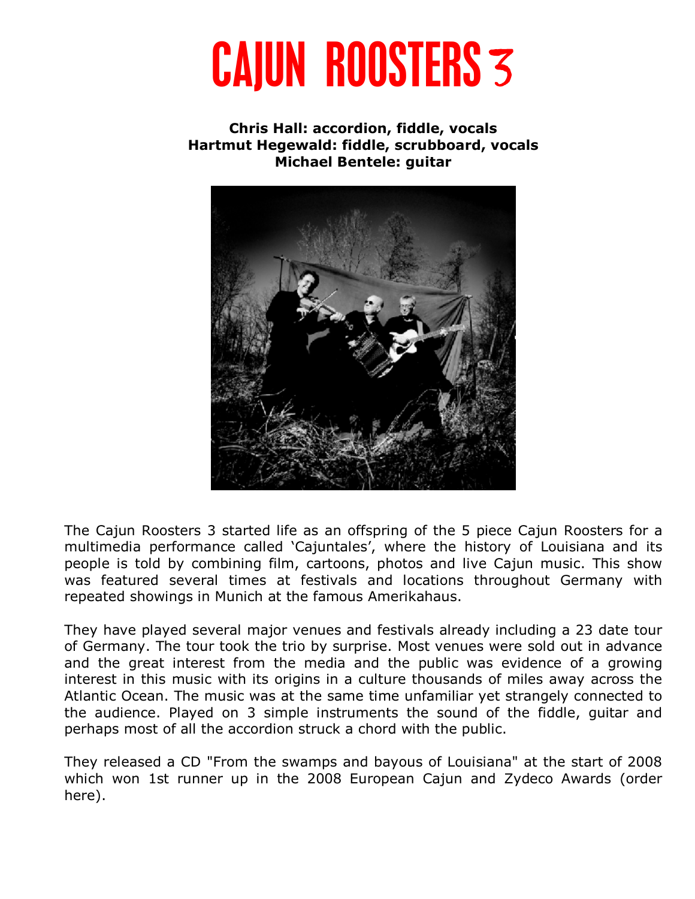# CAJUN ROOSTERS 3

**Chris Hall: accordion, fiddle, vocals**
**Hartmut Hegewald: fiddle, scrubboard, vocals**
**Michael Bentele: guitar**

The Cajun Roosters 3 started life as an offspring of the 5 piece Cajun Roosters for a multimedia performance called 'Cajuntales', where the history of Louisiana and its people is told by combining film, cartoons, photos and live Cajun music. This show was featured several times at festivals and locations throughout Germany with repeated showings in Munich at the famous Amerikahaus.

They have played several major venues and festivals already including a 23 date tour of Germany. The tour took the trio by surprise. Most venues were sold out in advance and the great interest from the media and the public was evidence of a growing interest in this music with its origins in a culture thousands of miles away across the Atlantic Ocean. The music was at the same time unfamiliar yet strangely connected to the audience. Played on 3 simple instruments the sound of the fiddle, guitar and perhaps most of all the accordion struck a chord with the public.

They released a CD "From the swamps and bayous of Louisiana" at the start of 2008 which won 1st runner up in the 2008 European Cajun and Zydeco Awards (order here).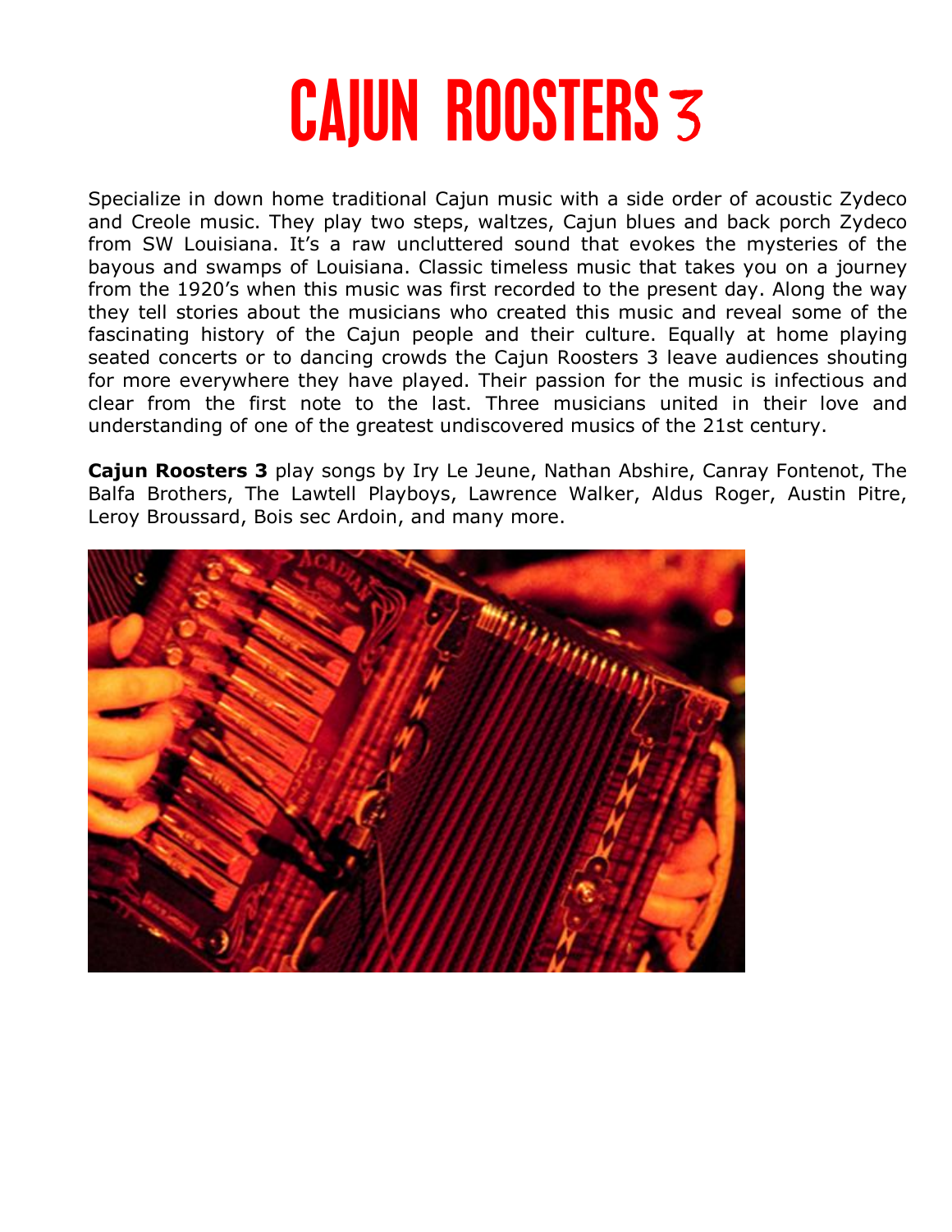# CAJUN ROOSTERS 3

Specialize in down home traditional Cajun music with a side order of acoustic Zydeco and Creole music. They play two steps, waltzes, Cajun blues and back porch Zydeco from SW Louisiana. It's a raw uncluttered sound that evokes the mysteries of the bayous and swamps of Louisiana. Classic timeless music that takes you on a journey from the 1920's when this music was first recorded to the present day. Along the way they tell stories about the musicians who created this music and reveal some of the fascinating history of the Cajun people and their culture. Equally at home playing seated concerts or to dancing crowds the Cajun Roosters 3 leave audiences shouting for more everywhere they have played. Their passion for the music is infectious and clear from the first note to the last. Three musicians united in their love and understanding of one of the greatest undiscovered musics of the 21st century.

**Cajun Roosters 3** play songs by Iry Le Jeune, Nathan Abshire, Canray Fontenot, The Balfa Brothers, The Lawtell Playboys, Lawrence Walker, Aldus Roger, Austin Pitre, Leroy Broussard, Bois sec Ardoin, and many more.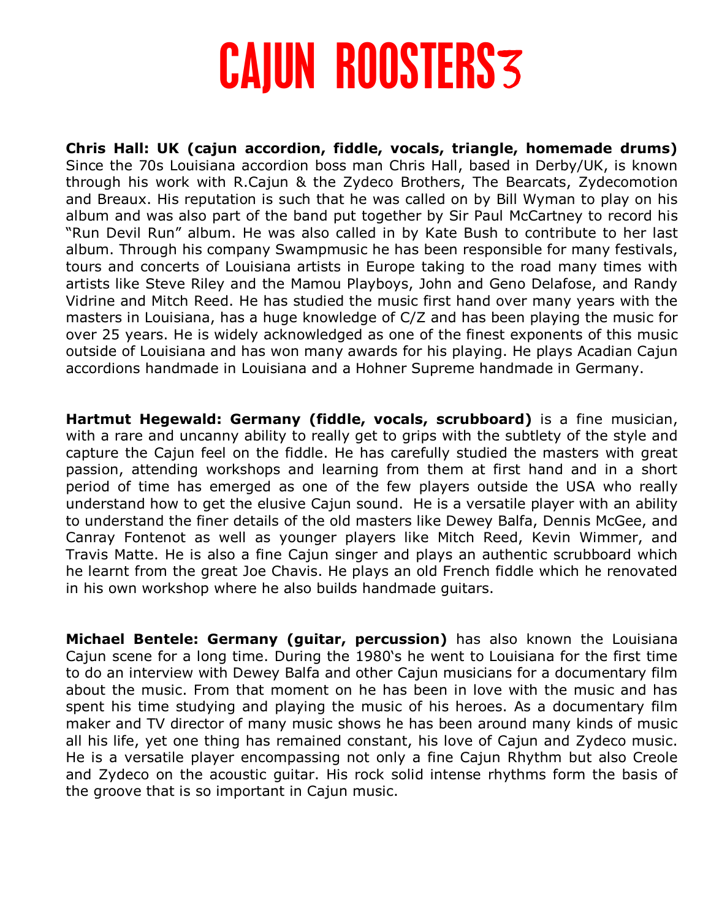# CAJUN ROOSTERS

**Chris Hall: UK (cajun accordion, fiddle, vocals, triangle, homemade drums)** Since the 70s Louisiana accordion boss man Chris Hall, based in Derby/UK, is known through his work with R.Cajun & the Zydeco Brothers, The Bearcats, Zydecomotion and Breaux. His reputation is such that he was called on by Bill Wyman to play on his album and was also part of the band put together by Sir Paul McCartney to record his "Run Devil Run" album. He was also called in by Kate Bush to contribute to her last album. Through his company Swampmusic he has been responsible for many festivals, tours and concerts of Louisiana artists in Europe taking to the road many times with artists like Steve Riley and the Mamou Playboys, John and Geno Delafose, and Randy Vidrine and Mitch Reed. He has studied the music first hand over many years with the masters in Louisiana, has a huge knowledge of C/Z and has been playing the music for over 25 years. He is widely acknowledged as one of the finest exponents of this music outside of Louisiana and has won many awards for his playing. He plays Acadian Cajun accordions handmade in Louisiana and a Hohner Supreme handmade in Germany.

**Hartmut Hegewald: Germany (fiddle, vocals, scrubboard)** is a fine musician, with a rare and uncanny ability to really get to grips with the subtlety of the style and capture the Cajun feel on the fiddle. He has carefully studied the masters with great passion, attending workshops and learning from them at first hand and in a short period of time has emerged as one of the few players outside the USA who really understand how to get the elusive Cajun sound. He is a versatile player with an ability to understand the finer details of the old masters like Dewey Balfa, Dennis McGee, and Canray Fontenot as well as younger players like Mitch Reed, Kevin Wimmer, and Travis Matte. He is also a fine Cajun singer and plays an authentic scrubboard which he learnt from the great Joe Chavis. He plays an old French fiddle which he renovated in his own workshop where he also builds handmade guitars.

**Michael Bentele: Germany (guitar, percussion)** has also known the Louisiana Cajun scene for a long time. During the 1980's he went to Louisiana for the first time to do an interview with Dewey Balfa and other Cajun musicians for a documentary film about the music. From that moment on he has been in love with the music and has spent his time studying and playing the music of his heroes. As a documentary film maker and TV director of many music shows he has been around many kinds of music all his life, yet one thing has remained constant, his love of Cajun and Zydeco music. He is a versatile player encompassing not only a fine Cajun Rhythm but also Creole and Zydeco on the acoustic guitar. His rock solid intense rhythms form the basis of the groove that is so important in Cajun music.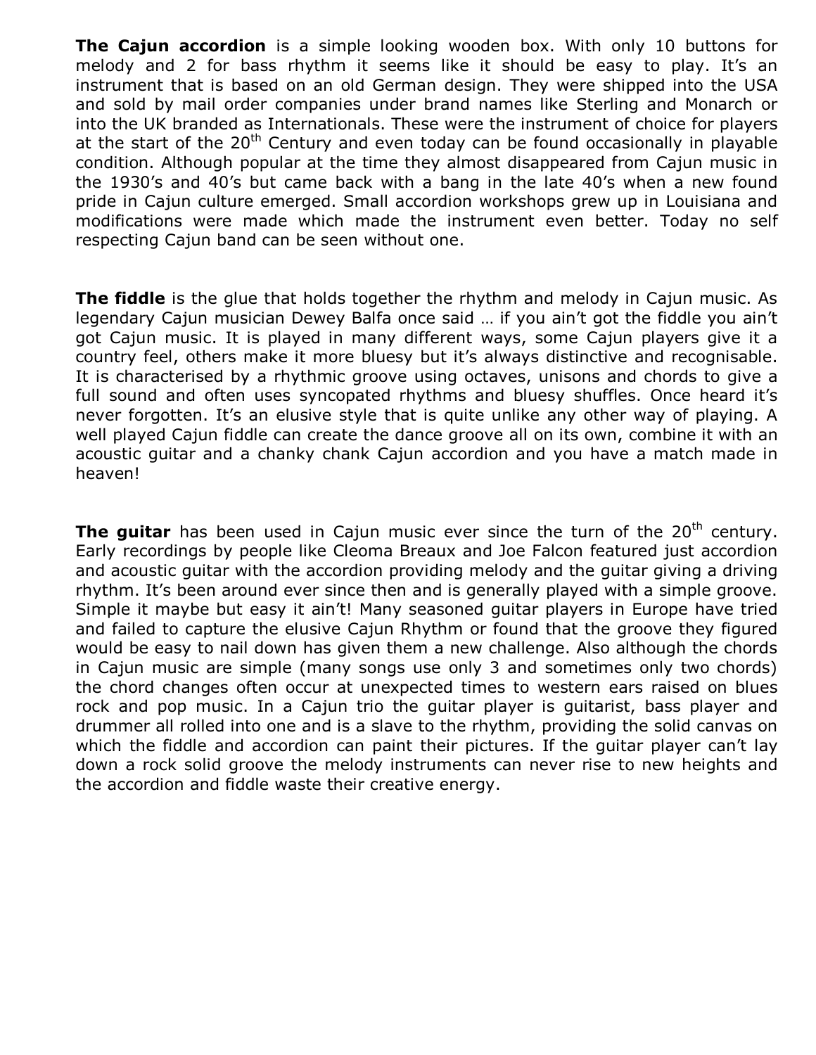**The Cajun accordion** is a simple looking wooden box. With only 10 buttons for melody and 2 for bass rhythm it seems like it should be easy to play. It's an instrument that is based on an old German design. They were shipped into the USA and sold by mail order companies under brand names like Sterling and Monarch or into the UK branded as Internationals. These were the instrument of choice for players at the start of the 20th Century and even today can be found occasionally in playable condition. Although popular at the time they almost disappeared from Cajun music in the 1930's and 40's but came back with a bang in the late 40's when a new found pride in Cajun culture emerged. Small accordion workshops grew up in Louisiana and modifications were made which made the instrument even better. Today no self respecting Cajun band can be seen without one.

**The fiddle** is the glue that holds together the rhythm and melody in Cajun music. As legendary Cajun musician Dewey Balfa once said … if you ain't got the fiddle you ain't got Cajun music. It is played in many different ways, some Cajun players give it a country feel, others make it more bluesy but it's always distinctive and recognisable. It is characterised by a rhythmic groove using octaves, unisons and chords to give a full sound and often uses syncopated rhythms and bluesy shuffles. Once heard it's never forgotten. It's an elusive style that is quite unlike any other way of playing. A well played Cajun fiddle can create the dance groove all on its own, combine it with an acoustic guitar and a chanky chank Cajun accordion and you have a match made in heaven!

**The guitar** has been used in Cajun music ever since the turn of the 20th century. Early recordings by people like Cleoma Breaux and Joe Falcon featured just accordion and acoustic guitar with the accordion providing melody and the guitar giving a driving rhythm. It's been around ever since then and is generally played with a simple groove. Simple it maybe but easy it ain't! Many seasoned guitar players in Europe have tried and failed to capture the elusive Cajun Rhythm or found that the groove they figured would be easy to nail down has given them a new challenge. Also although the chords in Cajun music are simple (many songs use only 3 and sometimes only two chords) the chord changes often occur at unexpected times to western ears raised on blues rock and pop music. In a Cajun trio the guitar player is guitarist, bass player and drummer all rolled into one and is a slave to the rhythm, providing the solid canvas on which the fiddle and accordion can paint their pictures. If the guitar player can't lay down a rock solid groove the melody instruments can never rise to new heights and the accordion and fiddle waste their creative energy.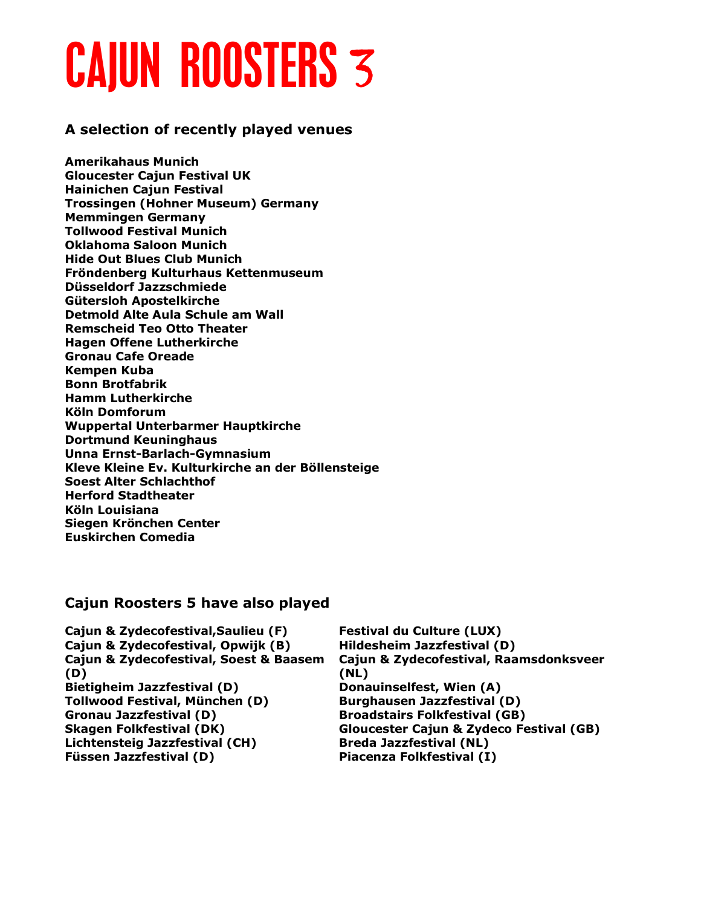# CAJUN ROOSTERS 3

### A selection of recently played venues

**Amerikahaus Munich**
**Gloucester Cajun Festival UK**
**Hainichen Cajun Festival**
**Trossingen (Hohner Museum) Germany**
**Memmingen Germany**
**Tollwood Festival Munich**
**Oklahoma Saloon Munich**
**Hide Out Blues Club Munich**
**Fröndenberg Kulturhaus Kettenmuseum**
**Düsseldorf Jazzschmiede**
**Gütersloh Apostelkirche**
**Detmold Alte Aula Schule am Wall**
**Remscheid Teo Otto Theater**
**Hagen Offene Lutherkirche**
**Gronau Cafe Oreade**
**Kempen Kuba**
**Bonn Brotfabrik**
**Hamm Lutherkirche**
**Köln Domforum**
**Wuppertal Unterbarmer Hauptkirche**
**Dortmund Keuninghaus**
**Unna Ernst-Barlach-Gymnasium**
**Kleve Kleine Ev. Kulturkirche an der Böllensteige**
**Soest Alter Schlachthof**
**Herford Stadtheater**
**Köln Louisiana**
**Siegen Krönchen Center**
**Euskirchen Comedia**

### Cajun Roosters 5 have also played

**Cajun & Zydecofestival,Saulieu (F)**
**Cajun & Zydecofestival, Opwijk (B)**
**Cajun & Zydecofestival, Soest & Baasem (D)**
**Bietigheim Jazzfestival (D)**
**Tollwood Festival, München (D)**
**Gronau Jazzfestival (D)**
**Skagen Folkfestival (DK)**
**Lichtensteig Jazzfestival (CH)**
**Füssen Jazzfestival (D)**
**Festival du Culture (LUX)**
**Hildesheim Jazzfestival (D)**
**Cajun & Zydecofestival, Raamsdonksveer (NL)**
**Donauinselfest, Wien (A)**
**Burghausen Jazzfestival (D)**
**Broadstairs Folkfestival (GB)**
**Gloucester Cajun & Zydeco Festival (GB)**
**Breda Jazzfestival (NL)**
**Piacenza Folkfestival (I)**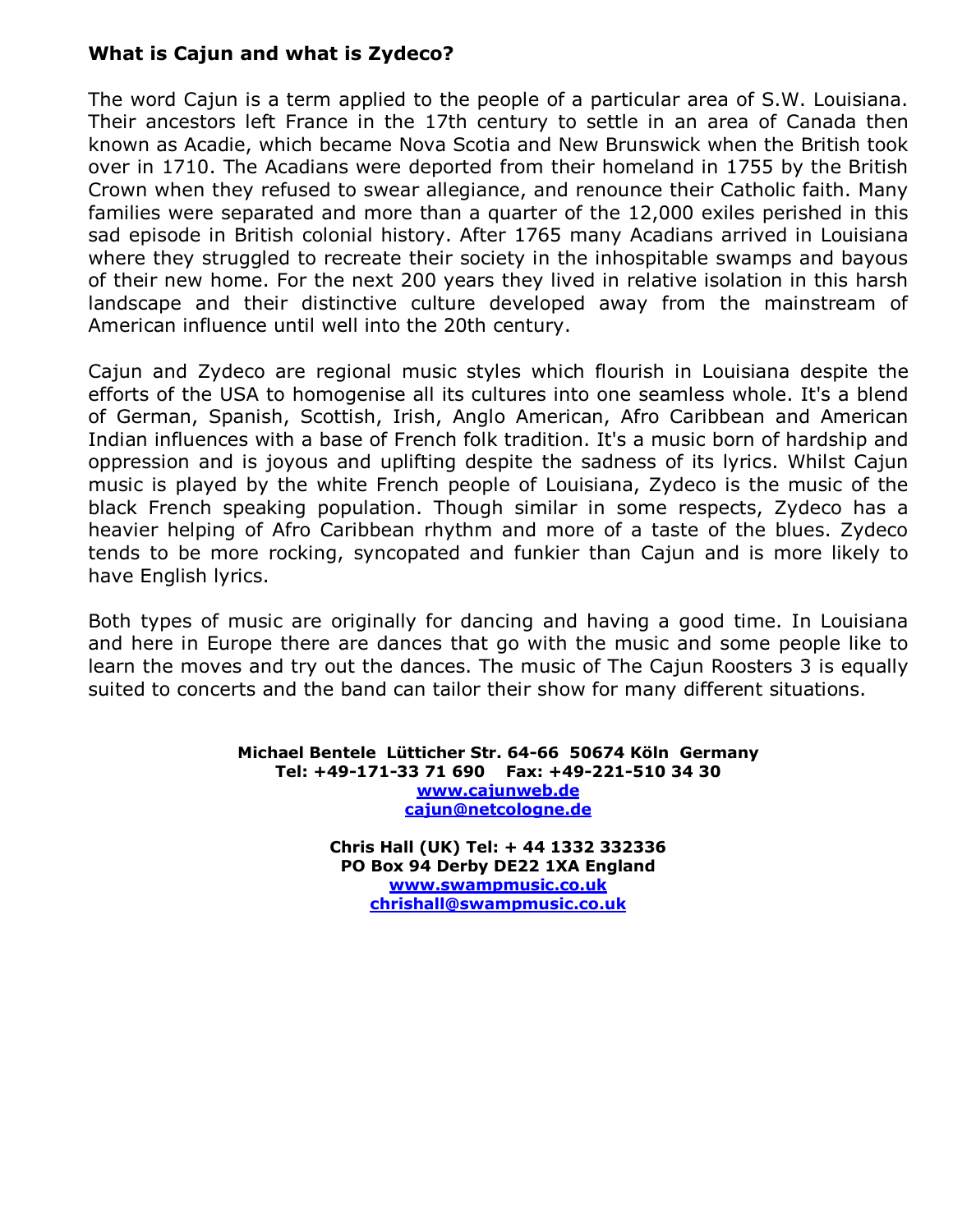**What is Cajun and what is Zydeco?**

The word Cajun is a term applied to the people of a particular area of S.W. Louisiana. Their ancestors left France in the 17th century to settle in an area of Canada then known as Acadie, which became Nova Scotia and New Brunswick when the British took over in 1710. The Acadians were deported from their homeland in 1755 by the British Crown when they refused to swear allegiance, and renounce their Catholic faith. Many families were separated and more than a quarter of the 12,000 exiles perished in this sad episode in British colonial history. After 1765 many Acadians arrived in Louisiana where they struggled to recreate their society in the inhospitable swamps and bayous of their new home. For the next 200 years they lived in relative isolation in this harsh landscape and their distinctive culture developed away from the mainstream of American influence until well into the 20th century.

Cajun and Zydeco are regional music styles which flourish in Louisiana despite the efforts of the USA to homogenise all its cultures into one seamless whole. It's a blend of German, Spanish, Scottish, Irish, Anglo American, Afro Caribbean and American Indian influences with a base of French folk tradition. It's a music born of hardship and oppression and is joyous and uplifting despite the sadness of its lyrics. Whilst Cajun music is played by the white French people of Louisiana, Zydeco is the music of the black French speaking population. Though similar in some respects, Zydeco has a heavier helping of Afro Caribbean rhythm and more of a taste of the blues. Zydeco tends to be more rocking, syncopated and funkier than Cajun and is more likely to have English lyrics.

Both types of music are originally for dancing and having a good time. In Louisiana and here in Europe there are dances that go with the music and some people like to learn the moves and try out the dances. The music of The Cajun Roosters 3 is equally suited to concerts and the band can tailor their show for many different situations.

**Michael Bentele Lütticher Str. 64-66 50674 Köln Germany**
**Tel: +49-171-33 71 690 Fax: +49-221-510 34 30**
**www.cajunweb.de**
**cajun@netcologne.de**

**Chris Hall (UK) Tel: + 44 1332 332336**
**PO Box 94 Derby DE22 1XA England**
**www.swampmusic.co.uk**
**chrishall@swampmusic.co.uk**